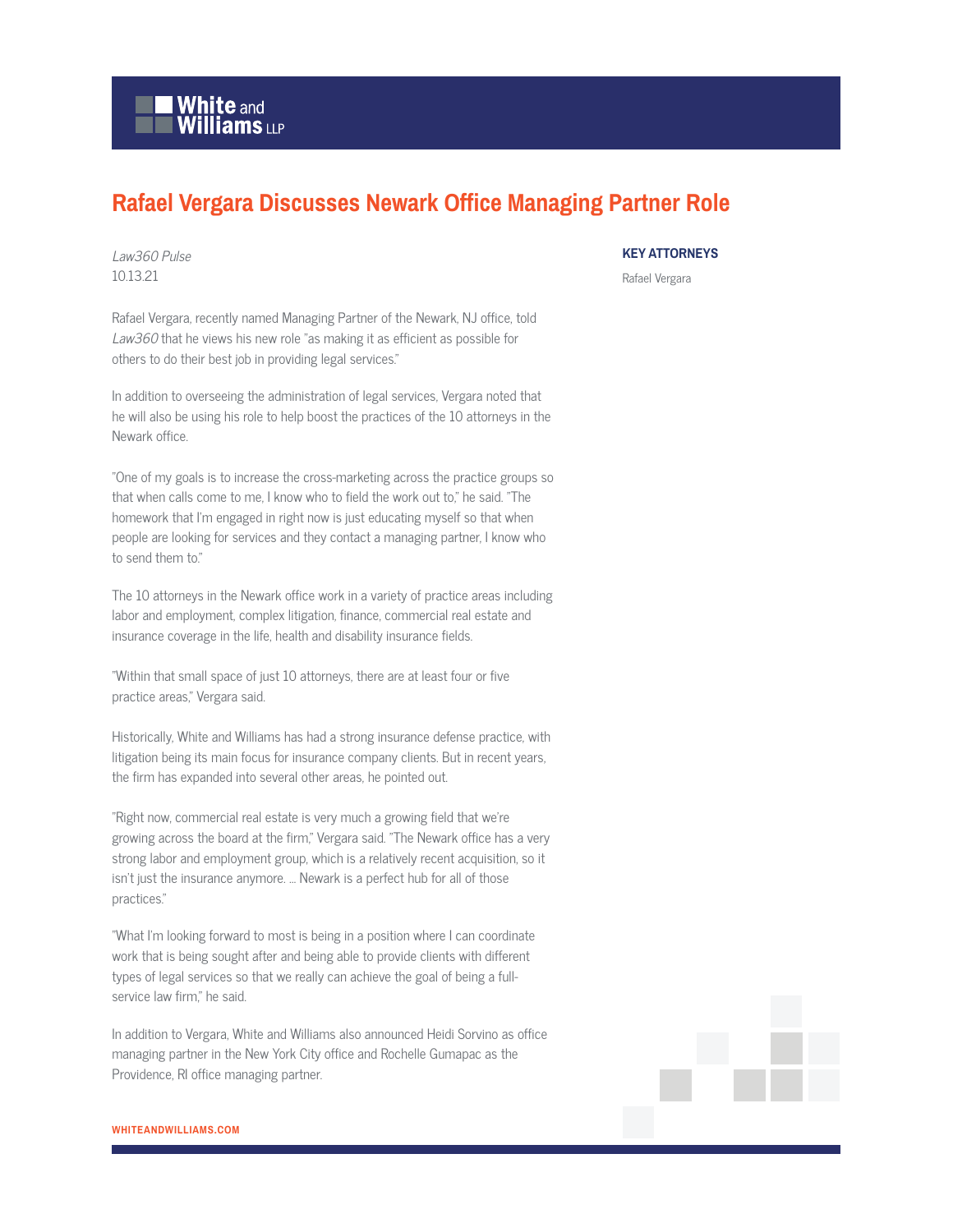# Rafael Vergara Discusses Newark Office Managing Partner Role

*Law360 Pulse*
10.13.21

**KEY ATTORNEYS**

Rafael Vergara

Rafael Vergara, recently named Managing Partner of the Newark, NJ office, told *Law360* that he views his new role "as making it as efficient as possible for others to do their best job in providing legal services."

In addition to overseeing the administration of legal services, Vergara noted that he will also be using his role to help boost the practices of the 10 attorneys in the Newark office.

"One of my goals is to increase the cross-marketing across the practice groups so that when calls come to me, I know who to field the work out to," he said. "The homework that I'm engaged in right now is just educating myself so that when people are looking for services and they contact a managing partner, I know who to send them to."

The 10 attorneys in the Newark office work in a variety of practice areas including labor and employment, complex litigation, finance, commercial real estate and insurance coverage in the life, health and disability insurance fields.

"Within that small space of just 10 attorneys, there are at least four or five practice areas," Vergara said.

Historically, White and Williams has had a strong insurance defense practice, with litigation being its main focus for insurance company clients. But in recent years, the firm has expanded into several other areas, he pointed out.

"Right now, commercial real estate is very much a growing field that we're growing across the board at the firm," Vergara said. "The Newark office has a very strong labor and employment group, which is a relatively recent acquisition, so it isn't just the insurance anymore. ... Newark is a perfect hub for all of those practices."

"What I'm looking forward to most is being in a position where I can coordinate work that is being sought after and being able to provide clients with different types of legal services so that we really can achieve the goal of being a full-service law firm," he said.

In addition to Vergara, White and Williams also announced Heidi Sorvino as office managing partner in the New York City office and Rochelle Gumapac as the Providence, RI office managing partner.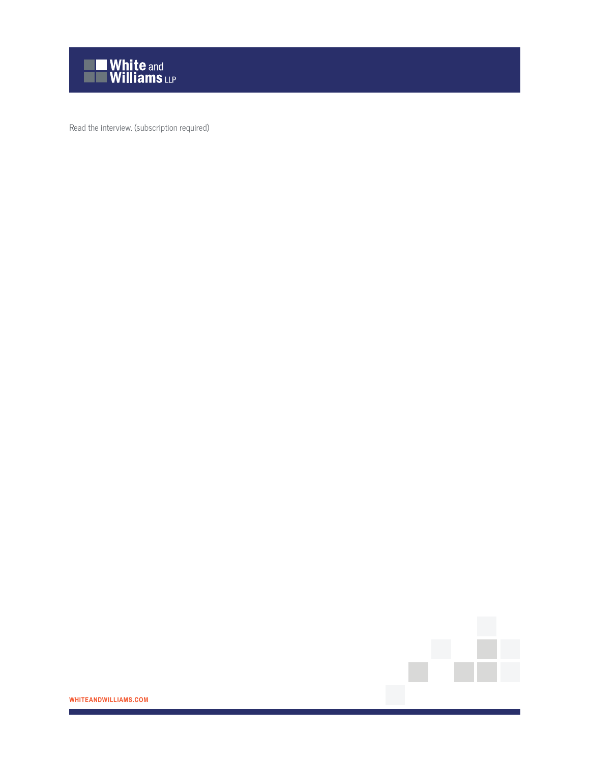Read the interview. (subscription required)